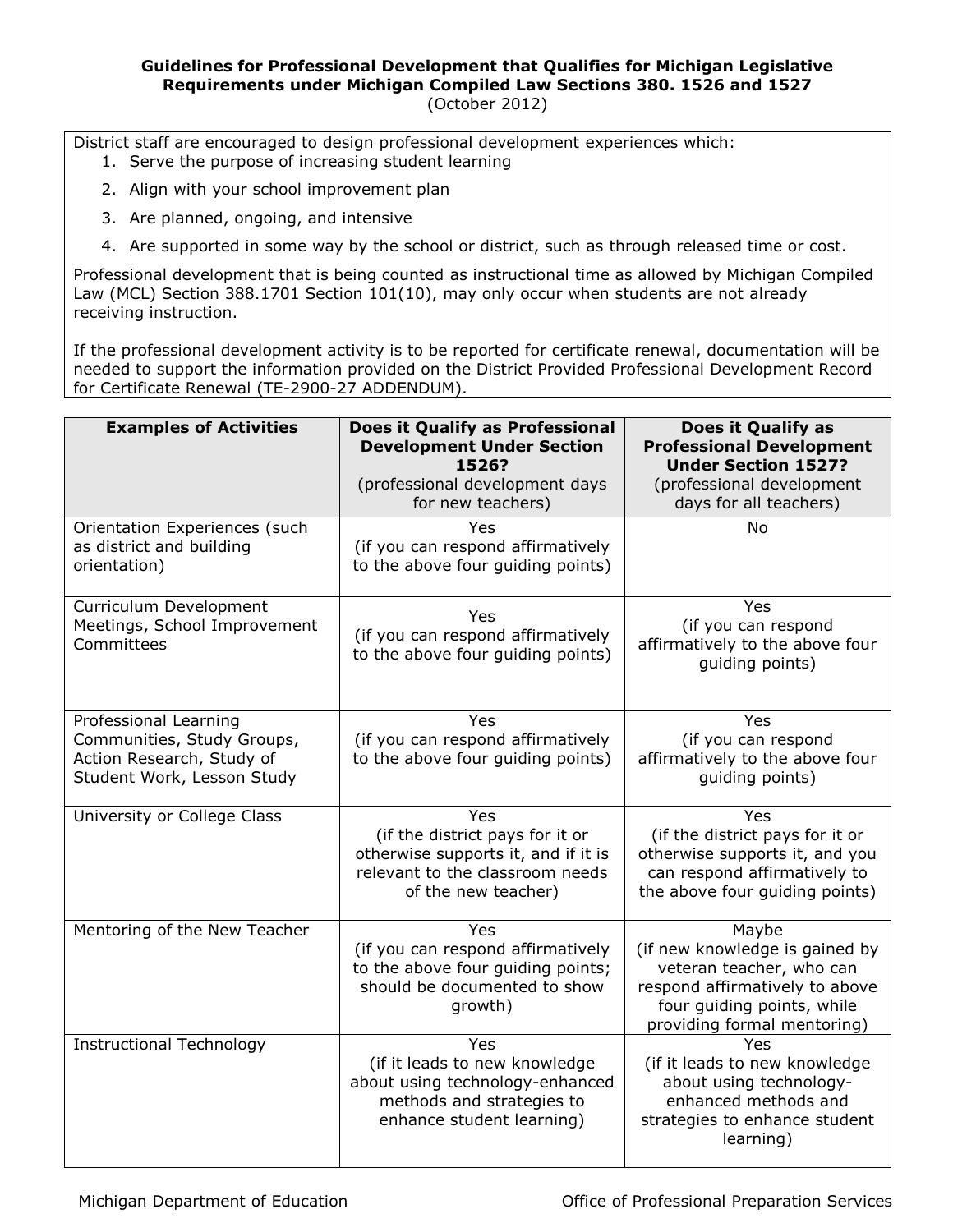# Guidelines for Professional Development that Qualifies for Michigan Legislative Requirements under Michigan Compiled Law Sections 380. 1526 and 1527

(October 2012)

District staff are encouraged to design professional development experiences which:

1. Serve the purpose of increasing student learning
2. Align with your school improvement plan
3. Are planned, ongoing, and intensive
4. Are supported in some way by the school or district, such as through released time or cost.

Professional development that is being counted as instructional time as allowed by Michigan Compiled Law (MCL) Section 388.1701 Section 101(10), may only occur when students are not already receiving instruction.

If the professional development activity is to be reported for certificate renewal, documentation will be needed to support the information provided on the District Provided Professional Development Record for Certificate Renewal (TE-2900-27 ADDENDUM).

| **Examples of Activities** | **Does it Qualify as Professional Development Under Section 1526?** (professional development days for new teachers) | **Does it Qualify as Professional Development Under Section 1527?** (professional development days for all teachers) |
|---|---|---|
| Orientation Experiences (such as district and building orientation) | Yes (if you can respond affirmatively to the above four guiding points) | No |
| Curriculum Development Meetings, School Improvement Committees | Yes (if you can respond affirmatively to the above four guiding points) | Yes (if you can respond affirmatively to the above four guiding points) |
| Professional Learning Communities, Study Groups, Action Research, Study of Student Work, Lesson Study | Yes (if you can respond affirmatively to the above four guiding points) | Yes (if you can respond affirmatively to the above four guiding points) |
| University or College Class | Yes (if the district pays for it or otherwise supports it, and if it is relevant to the classroom needs of the new teacher) | Yes (if the district pays for it or otherwise supports it, and you can respond affirmatively to the above four guiding points) |
| Mentoring of the New Teacher | Yes (if you can respond affirmatively to the above four guiding points; should be documented to show growth) | Maybe (if new knowledge is gained by veteran teacher, who can respond affirmatively to above four guiding points, while providing formal mentoring) |
| Instructional Technology | Yes (if it leads to new knowledge about using technology-enhanced methods and strategies to enhance student learning) | Yes (if it leads to new knowledge about using technology-enhanced methods and strategies to enhance student learning) |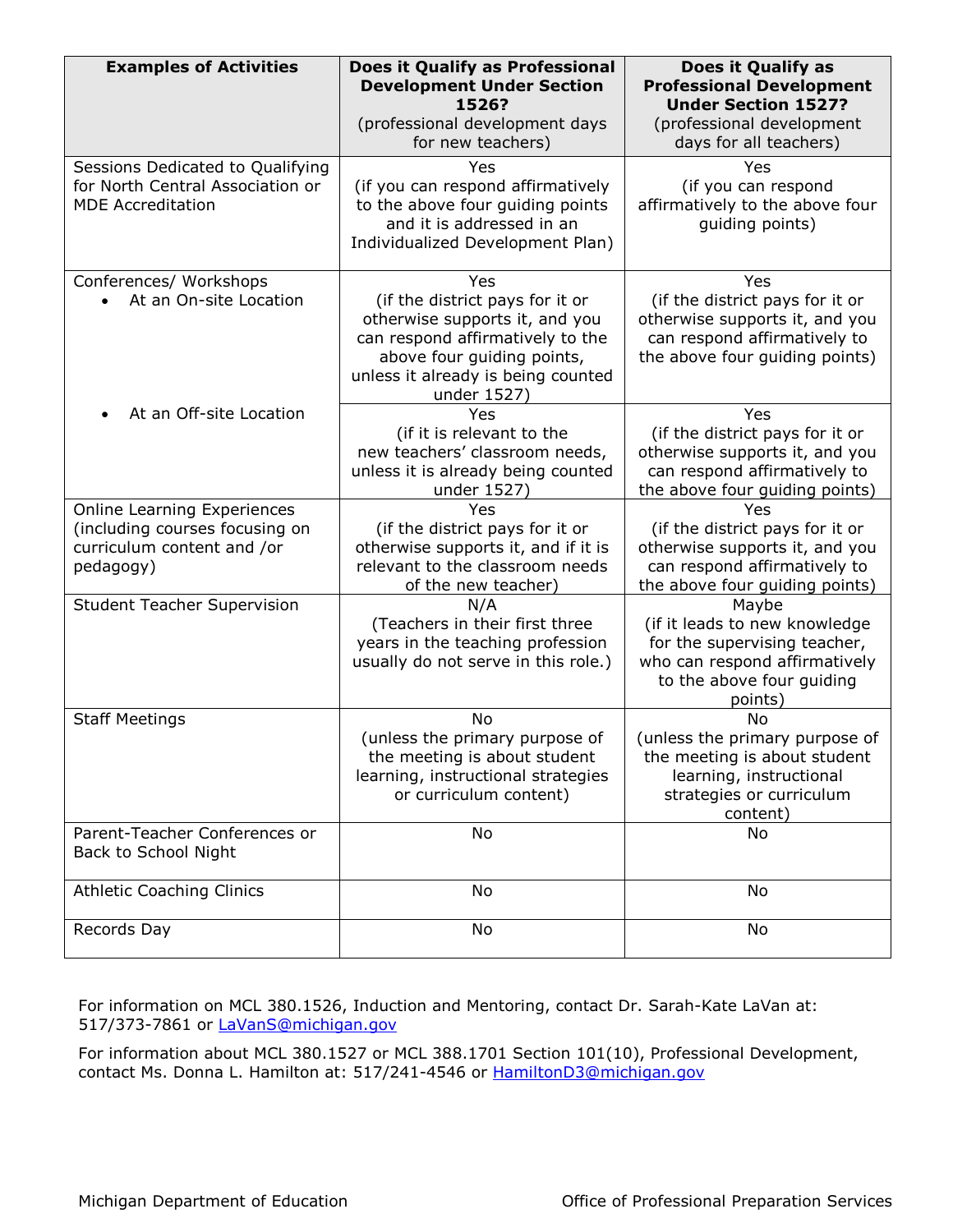| Examples of Activities | Does it Qualify as Professional Development Under Section 1526? (professional development days for new teachers) | Does it Qualify as Professional Development Under Section 1527? (professional development days for all teachers) |
|---|---|---|
| Sessions Dedicated to Qualifying for North Central Association or MDE Accreditation | Yes (if you can respond affirmatively to the above four guiding points and it is addressed in an Individualized Development Plan) | Yes (if you can respond affirmatively to the above four guiding points) |
| Conferences/ Workshops<br>• At an On-site Location | Yes (if the district pays for it or otherwise supports it, and you can respond affirmatively to the above four guiding points, unless it already is being counted under 1527) | Yes (if the district pays for it or otherwise supports it, and you can respond affirmatively to the above four guiding points) |
| • At an Off-site Location | Yes (if it is relevant to the new teachers' classroom needs, unless it is already being counted under 1527) | Yes (if the district pays for it or otherwise supports it, and you can respond affirmatively to the above four guiding points) |
| Online Learning Experiences (including courses focusing on curriculum content and /or pedagogy) | Yes (if the district pays for it or otherwise supports it, and if it is relevant to the classroom needs of the new teacher) | Yes (if the district pays for it or otherwise supports it, and you can respond affirmatively to the above four guiding points) |
| Student Teacher Supervision | N/A (Teachers in their first three years in the teaching profession usually do not serve in this role.) | Maybe (if it leads to new knowledge for the supervising teacher, who can respond affirmatively to the above four guiding points) |
| Staff Meetings | No (unless the primary purpose of the meeting is about student learning, instructional strategies or curriculum content) | No (unless the primary purpose of the meeting is about student learning, instructional strategies or curriculum content) |
| Parent-Teacher Conferences or Back to School Night | No | No |
| Athletic Coaching Clinics | No | No |
| Records Day | No | No |

For information on MCL 380.1526, Induction and Mentoring, contact Dr. Sarah-Kate LaVan at: 517/373-7861 or LaVanS@michigan.gov

For information about MCL 380.1527 or MCL 388.1701 Section 101(10), Professional Development, contact Ms. Donna L. Hamilton at: 517/241-4546 or HamiltonD3@michigan.gov